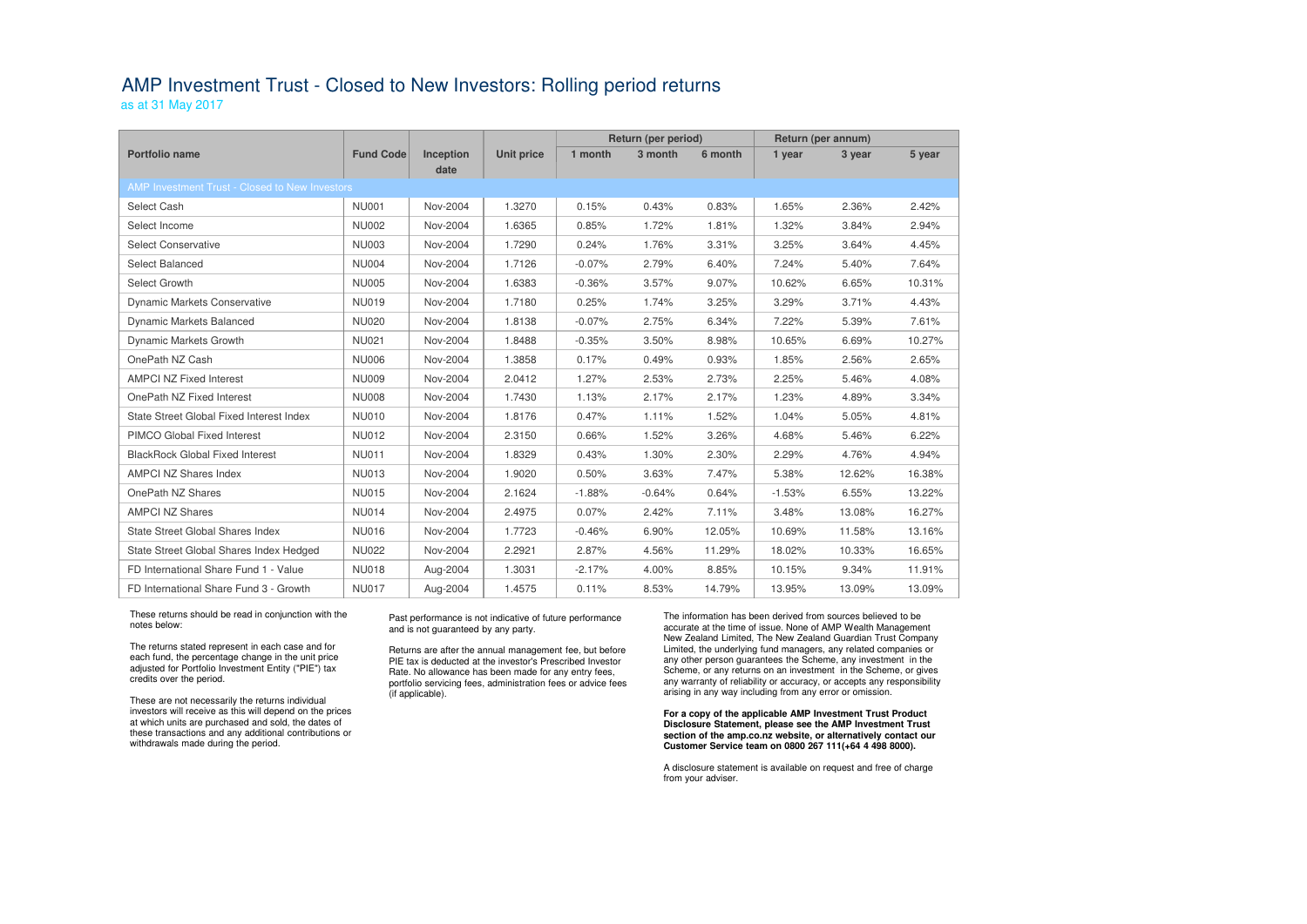# AMP Investment Trust - Closed to New Investors: Rolling period returns

as at 31 May 2017

| Portfolio name | Fund Code | Inception date | Unit price | Return (per period) | | | Return (per annum) | | |
|---|---|---|---|---|---|---|---|---|---|
| | | | | 1 month | 3 month | 6 month | 1 year | 3 year | 5 year |
| **AMP Investment Trust - Closed to New Investors** | | | | | | | | | |
| Select Cash | NU001 | Nov-2004 | 1.3270 | 0.15% | 0.43% | 0.83% | 1.65% | 2.36% | 2.42% |
| Select Income | NU002 | Nov-2004 | 1.6365 | 0.85% | 1.72% | 1.81% | 1.32% | 3.84% | 2.94% |
| Select Conservative | NU003 | Nov-2004 | 1.7290 | 0.24% | 1.76% | 3.31% | 3.25% | 3.64% | 4.45% |
| Select Balanced | NU004 | Nov-2004 | 1.7126 | -0.07% | 2.79% | 6.40% | 7.24% | 5.40% | 7.64% |
| Select Growth | NU005 | Nov-2004 | 1.6383 | -0.36% | 3.57% | 9.07% | 10.62% | 6.65% | 10.31% |
| Dynamic Markets Conservative | NU019 | Nov-2004 | 1.7180 | 0.25% | 1.74% | 3.25% | 3.29% | 3.71% | 4.43% |
| Dynamic Markets Balanced | NU020 | Nov-2004 | 1.8138 | -0.07% | 2.75% | 6.34% | 7.22% | 5.39% | 7.61% |
| Dynamic Markets Growth | NU021 | Nov-2004 | 1.8488 | -0.35% | 3.50% | 8.98% | 10.65% | 6.69% | 10.27% |
| OnePath NZ Cash | NU006 | Nov-2004 | 1.3858 | 0.17% | 0.49% | 0.93% | 1.85% | 2.56% | 2.65% |
| AMPCI NZ Fixed Interest | NU009 | Nov-2004 | 2.0412 | 1.27% | 2.53% | 2.73% | 2.25% | 5.46% | 4.08% |
| OnePath NZ Fixed Interest | NU008 | Nov-2004 | 1.7430 | 1.13% | 2.17% | 2.17% | 1.23% | 4.89% | 3.34% |
| State Street Global Fixed Interest Index | NU010 | Nov-2004 | 1.8176 | 0.47% | 1.11% | 1.52% | 1.04% | 5.05% | 4.81% |
| PIMCO Global Fixed Interest | NU012 | Nov-2004 | 2.3150 | 0.66% | 1.52% | 3.26% | 4.68% | 5.46% | 6.22% |
| BlackRock Global Fixed Interest | NU011 | Nov-2004 | 1.8329 | 0.43% | 1.30% | 2.30% | 2.29% | 4.76% | 4.94% |
| AMPCI NZ Shares Index | NU013 | Nov-2004 | 1.9020 | 0.50% | 3.63% | 7.47% | 5.38% | 12.62% | 16.38% |
| OnePath NZ Shares | NU015 | Nov-2004 | 2.1624 | -1.88% | -0.64% | 0.64% | -1.53% | 6.55% | 13.22% |
| AMPCI NZ Shares | NU014 | Nov-2004 | 2.4975 | 0.07% | 2.42% | 7.11% | 3.48% | 13.08% | 16.27% |
| State Street Global Shares Index | NU016 | Nov-2004 | 1.7723 | -0.46% | 6.90% | 12.05% | 10.69% | 11.58% | 13.16% |
| State Street Global Shares Index Hedged | NU022 | Nov-2004 | 2.2921 | 2.87% | 4.56% | 11.29% | 18.02% | 10.33% | 16.65% |
| FD International Share Fund 1 - Value | NU018 | Aug-2004 | 1.3031 | -2.17% | 4.00% | 8.85% | 10.15% | 9.34% | 11.91% |
| FD International Share Fund 3 - Growth | NU017 | Aug-2004 | 1.4575 | 0.11% | 8.53% | 14.79% | 13.95% | 13.09% | 13.09% |

These returns should be read in conjunction with the notes below:

The returns stated represent in each case and for each fund, the percentage change in the unit price adjusted for Portfolio Investment Entity ("PIE") tax credits over the period.

These are not necessarily the returns individual investors will receive as this will depend on the prices at which units are purchased and sold, the dates of these transactions and any additional contributions or withdrawals made during the period.

Past performance is not indicative of future performance and is not guaranteed by any party.

Returns are after the annual management fee, but before PIE tax is deducted at the investor's Prescribed Investor Rate. No allowance has been made for any entry fees, portfolio servicing fees, administration fees or advice fees (if applicable).

The information has been derived from sources believed to be accurate at the time of issue. None of AMP Wealth Management New Zealand Limited, The New Zealand Guardian Trust Company Limited, the underlying fund managers, any related companies or any other person guarantees the Scheme, any investment in the Scheme, or any returns on an investment in the Scheme, or gives any warranty of reliability or accuracy, or accepts any responsibility arising in any way including from any error or omission.

**For a copy of the applicable AMP Investment Trust Product Disclosure Statement, please see the AMP Investment Trust section of the amp.co.nz website, or alternatively contact our Customer Service team on 0800 267 111(+64 4 498 8000).**

A disclosure statement is available on request and free of charge from your adviser.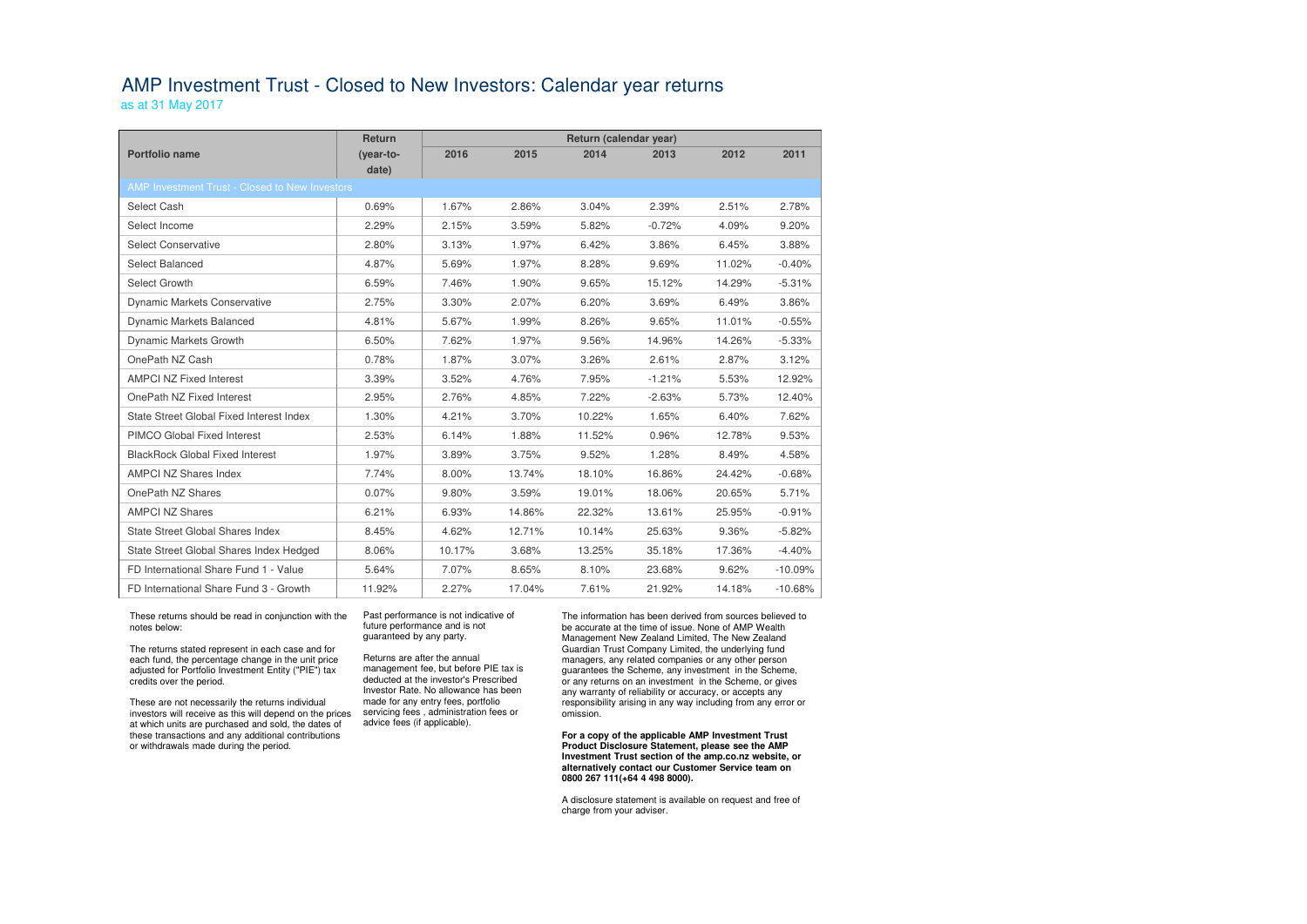# AMP Investment Trust - Closed to New Investors: Calendar year returns

as at 31 May 2017

| Portfolio name | Return (year-to-date) | Return (calendar year) | | | | | |
|---|---|---|---|---|---|---|---|
| | | 2016 | 2015 | 2014 | 2013 | 2012 | 2011 |
| **AMP Investment Trust - Closed to New Investors** | | | | | | | |
| Select Cash | 0.69% | 1.67% | 2.86% | 3.04% | 2.39% | 2.51% | 2.78% |
| Select Income | 2.29% | 2.15% | 3.59% | 5.82% | -0.72% | 4.09% | 9.20% |
| Select Conservative | 2.80% | 3.13% | 1.97% | 6.42% | 3.86% | 6.45% | 3.88% |
| Select Balanced | 4.87% | 5.69% | 1.97% | 8.28% | 9.69% | 11.02% | -0.40% |
| Select Growth | 6.59% | 7.46% | 1.90% | 9.65% | 15.12% | 14.29% | -5.31% |
| Dynamic Markets Conservative | 2.75% | 3.30% | 2.07% | 6.20% | 3.69% | 6.49% | 3.86% |
| Dynamic Markets Balanced | 4.81% | 5.67% | 1.99% | 8.26% | 9.65% | 11.01% | -0.55% |
| Dynamic Markets Growth | 6.50% | 7.62% | 1.97% | 9.56% | 14.96% | 14.26% | -5.33% |
| OnePath NZ Cash | 0.78% | 1.87% | 3.07% | 3.26% | 2.61% | 2.87% | 3.12% |
| AMPCI NZ Fixed Interest | 3.39% | 3.52% | 4.76% | 7.95% | -1.21% | 5.53% | 12.92% |
| OnePath NZ Fixed Interest | 2.95% | 2.76% | 4.85% | 7.22% | -2.63% | 5.73% | 12.40% |
| State Street Global Fixed Interest Index | 1.30% | 4.21% | 3.70% | 10.22% | 1.65% | 6.40% | 7.62% |
| PIMCO Global Fixed Interest | 2.53% | 6.14% | 1.88% | 11.52% | 0.96% | 12.78% | 9.53% |
| BlackRock Global Fixed Interest | 1.97% | 3.89% | 3.75% | 9.52% | 1.28% | 8.49% | 4.58% |
| AMPCI NZ Shares Index | 7.74% | 8.00% | 13.74% | 18.10% | 16.86% | 24.42% | -0.68% |
| OnePath NZ Shares | 0.07% | 9.80% | 3.59% | 19.01% | 18.06% | 20.65% | 5.71% |
| AMPCI NZ Shares | 6.21% | 6.93% | 14.86% | 22.32% | 13.61% | 25.95% | -0.91% |
| State Street Global Shares Index | 8.45% | 4.62% | 12.71% | 10.14% | 25.63% | 9.36% | -5.82% |
| State Street Global Shares Index Hedged | 8.06% | 10.17% | 3.68% | 13.25% | 35.18% | 17.36% | -4.40% |
| FD International Share Fund 1 - Value | 5.64% | 7.07% | 8.65% | 8.10% | 23.68% | 9.62% | -10.09% |
| FD International Share Fund 3 - Growth | 11.92% | 2.27% | 17.04% | 7.61% | 21.92% | 14.18% | -10.68% |

These returns should be read in conjunction with the notes below:

The returns stated represent in each case and for each fund, the percentage change in the unit price adjusted for Portfolio Investment Entity ("PIE") tax credits over the period.

These are not necessarily the returns individual investors will receive as this will depend on the prices at which units are purchased and sold, the dates of these transactions and any additional contributions or withdrawals made during the period.

Past performance is not indicative of future performance and is not guaranteed by any party.

Returns are after the annual management fee, but before PIE tax is deducted at the investor's Prescribed Investor Rate. No allowance has been made for any entry fees, portfolio servicing fees , administration fees or advice fees (if applicable).

The information has been derived from sources believed to be accurate at the time of issue. None of AMP Wealth Management New Zealand Limited, The New Zealand Guardian Trust Company Limited, the underlying fund managers, any related companies or any other person guarantees the Scheme, any investment in the Scheme, or any returns on an investment in the Scheme, or gives any warranty of reliability or accuracy, or accepts any responsibility arising in any way including from any error or omission.

**For a copy of the applicable AMP Investment Trust Product Disclosure Statement, please see the AMP Investment Trust section of the amp.co.nz website, or alternatively contact our Customer Service team on 0800 267 111(+64 4 498 8000).**

A disclosure statement is available on request and free of charge from your adviser.